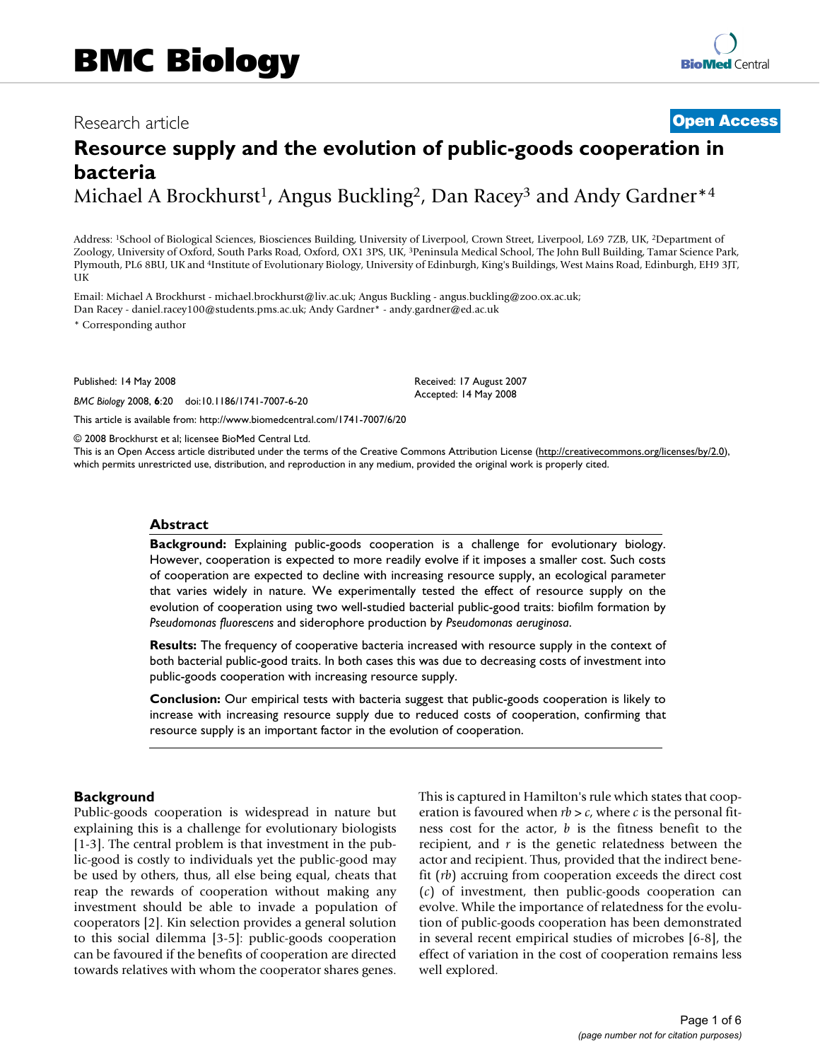# Resource supply and the evolution of public-goods cooperation in bacteria

Michael A Brockhurst[1], Angus Buckling[2], Dan Racey[3] and Andy Gardner*[4]

Address: [1]School of Biological Sciences, Biosciences Building, University of Liverpool, Crown Street, Liverpool, L69 7ZB, UK, [2]Department of Zoology, University of Oxford, South Parks Road, Oxford, OX1 3PS, UK, [3]Peninsula Medical School, The John Bull Building, Tamar Science Park, Plymouth, PL6 8BU, UK and [4]Institute of Evolutionary Biology, University of Edinburgh, King's Buildings, West Mains Road, Edinburgh, EH9 3JT, UK

Email: Michael A Brockhurst - michael.brockhurst@liv.ac.uk; Angus Buckling - angus.buckling@zoo.ox.ac.uk; Dan Racey - daniel.racey100@students.pms.ac.uk; Andy Gardner* - andy.gardner@ed.ac.uk

\* Corresponding author

Published: 14 May 2008

*BMC Biology* 2008, **6**:20 doi:10.1186/1741-7007-6-20

Received: 17 August 2007
Accepted: 14 May 2008

This article is available from: http://www.biomedcentral.com/1741-7007/6/20

© 2008 Brockhurst et al; licensee BioMed Central Ltd.

This is an Open Access article distributed under the terms of the Creative Commons Attribution License (http://creativecommons.org/licenses/by/2.0), which permits unrestricted use, distribution, and reproduction in any medium, provided the original work is properly cited.

## Abstract

**Background:** Explaining public-goods cooperation is a challenge for evolutionary biology. However, cooperation is expected to more readily evolve if it imposes a smaller cost. Such costs of cooperation are expected to decline with increasing resource supply, an ecological parameter that varies widely in nature. We experimentally tested the effect of resource supply on the evolution of cooperation using two well-studied bacterial public-good traits: biofilm formation by *Pseudomonas fluorescens* and siderophore production by *Pseudomonas aeruginosa*.

**Results:** The frequency of cooperative bacteria increased with resource supply in the context of both bacterial public-good traits. In both cases this was due to decreasing costs of investment into public-goods cooperation with increasing resource supply.

**Conclusion:** Our empirical tests with bacteria suggest that public-goods cooperation is likely to increase with increasing resource supply due to reduced costs of cooperation, confirming that resource supply is an important factor in the evolution of cooperation.

## Background

Public-goods cooperation is widespread in nature but explaining this is a challenge for evolutionary biologists [1-3]. The central problem is that investment in the public-good is costly to individuals yet the public-good may be used by others, thus, all else being equal, cheats that reap the rewards of cooperation without making any investment should be able to invade a population of cooperators [2]. Kin selection provides a general solution to this social dilemma [3-5]: public-goods cooperation can be favoured if the benefits of cooperation are directed towards relatives with whom the cooperator shares genes. This is captured in Hamilton's rule which states that cooperation is favoured when $rb > c$, where $c$ is the personal fitness cost for the actor, $b$ is the fitness benefit to the recipient, and $r$ is the genetic relatedness between the actor and recipient. Thus, provided that the indirect benefit ($rb$) accruing from cooperation exceeds the direct cost ($c$) of investment, then public-goods cooperation can evolve. While the importance of relatedness for the evolution of public-goods cooperation has been demonstrated in several recent empirical studies of microbes [6-8], the effect of variation in the cost of cooperation remains less well explored.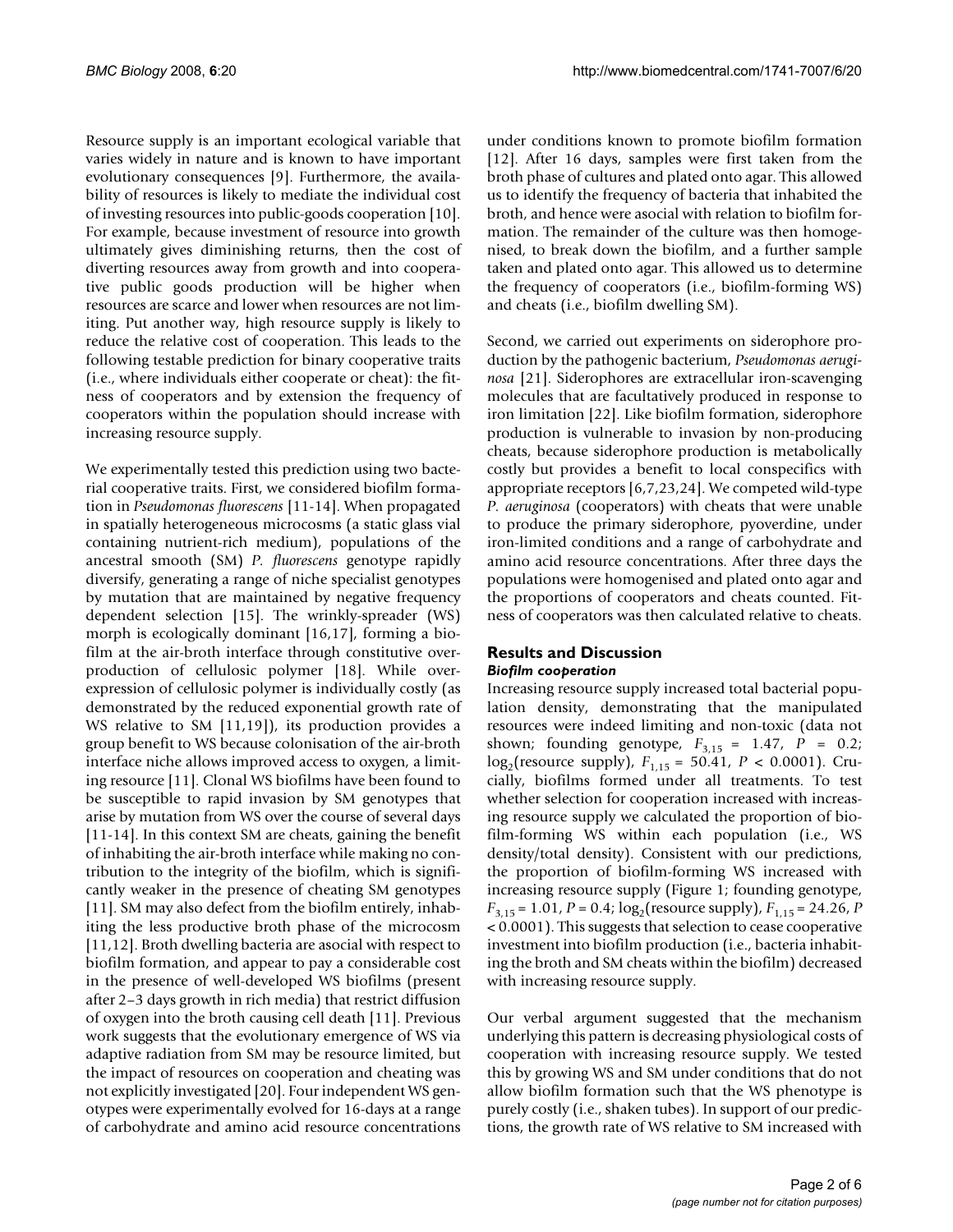Resource supply is an important ecological variable that varies widely in nature and is known to have important evolutionary consequences [9]. Furthermore, the availability of resources is likely to mediate the individual cost of investing resources into public-goods cooperation [10]. For example, because investment of resource into growth ultimately gives diminishing returns, then the cost of diverting resources away from growth and into cooperative public goods production will be higher when resources are scarce and lower when resources are not limiting. Put another way, high resource supply is likely to reduce the relative cost of cooperation. This leads to the following testable prediction for binary cooperative traits (i.e., where individuals either cooperate or cheat): the fitness of cooperators and by extension the frequency of cooperators within the population should increase with increasing resource supply.

We experimentally tested this prediction using two bacterial cooperative traits. First, we considered biofilm formation in *Pseudomonas fluorescens* [11-14]. When propagated in spatially heterogeneous microcosms (a static glass vial containing nutrient-rich medium), populations of the ancestral smooth (SM) *P. fluorescens* genotype rapidly diversify, generating a range of niche specialist genotypes by mutation that are maintained by negative frequency dependent selection [15]. The wrinkly-spreader (WS) morph is ecologically dominant [16,17], forming a biofilm at the air-broth interface through constitutive overproduction of cellulosic polymer [18]. While overexpression of cellulosic polymer is individually costly (as demonstrated by the reduced exponential growth rate of WS relative to SM [11,19]), its production provides a group benefit to WS because colonisation of the air-broth interface niche allows improved access to oxygen, a limiting resource [11]. Clonal WS biofilms have been found to be susceptible to rapid invasion by SM genotypes that arise by mutation from WS over the course of several days [11-14]. In this context SM are cheats, gaining the benefit of inhabiting the air-broth interface while making no contribution to the integrity of the biofilm, which is significantly weaker in the presence of cheating SM genotypes [11]. SM may also defect from the biofilm entirely, inhabiting the less productive broth phase of the microcosm [11,12]. Broth dwelling bacteria are asocial with respect to biofilm formation, and appear to pay a considerable cost in the presence of well-developed WS biofilms (present after 2–3 days growth in rich media) that restrict diffusion of oxygen into the broth causing cell death [11]. Previous work suggests that the evolutionary emergence of WS via adaptive radiation from SM may be resource limited, but the impact of resources on cooperation and cheating was not explicitly investigated [20]. Four independent WS genotypes were experimentally evolved for 16-days at a range of carbohydrate and amino acid resource concentrations under conditions known to promote biofilm formation [12]. After 16 days, samples were first taken from the broth phase of cultures and plated onto agar. This allowed us to identify the frequency of bacteria that inhabited the broth, and hence were asocial with relation to biofilm formation. The remainder of the culture was then homogenised, to break down the biofilm, and a further sample taken and plated onto agar. This allowed us to determine the frequency of cooperators (i.e., biofilm-forming WS) and cheats (i.e., biofilm dwelling SM).

Second, we carried out experiments on siderophore production by the pathogenic bacterium, *Pseudomonas aeruginosa* [21]. Siderophores are extracellular iron-scavenging molecules that are facultatively produced in response to iron limitation [22]. Like biofilm formation, siderophore production is vulnerable to invasion by non-producing cheats, because siderophore production is metabolically costly but provides a benefit to local conspecifics with appropriate receptors [6,7,23,24]. We competed wild-type *P. aeruginosa* (cooperators) with cheats that were unable to produce the primary siderophore, pyoverdine, under iron-limited conditions and a range of carbohydrate and amino acid resource concentrations. After three days the populations were homogenised and plated onto agar and the proportions of cooperators and cheats counted. Fitness of cooperators was then calculated relative to cheats.

## Results and Discussion

### *Biofilm cooperation*

Increasing resource supply increased total bacterial population density, demonstrating that the manipulated resources were indeed limiting and non-toxic (data not shown; founding genotype, $F_{3,15}$ = 1.47, $P$ = 0.2; $\log_2$(resource supply), $F_{1,15}$ = 50.41, $P$ < 0.0001). Crucially, biofilms formed under all treatments. To test whether selection for cooperation increased with increasing resource supply we calculated the proportion of biofilm-forming WS within each population (i.e., WS density/total density). Consistent with our predictions, the proportion of biofilm-forming WS increased with increasing resource supply (Figure 1; founding genotype, $F_{3,15}$ = 1.01, $P$ = 0.4; $\log_2$(resource supply), $F_{1,15}$ = 24.26, $P$ < 0.0001). This suggests that selection to cease cooperative investment into biofilm production (i.e., bacteria inhabiting the broth and SM cheats within the biofilm) decreased with increasing resource supply.

Our verbal argument suggested that the mechanism underlying this pattern is decreasing physiological costs of cooperation with increasing resource supply. We tested this by growing WS and SM under conditions that do not allow biofilm formation such that the WS phenotype is purely costly (i.e., shaken tubes). In support of our predictions, the growth rate of WS relative to SM increased with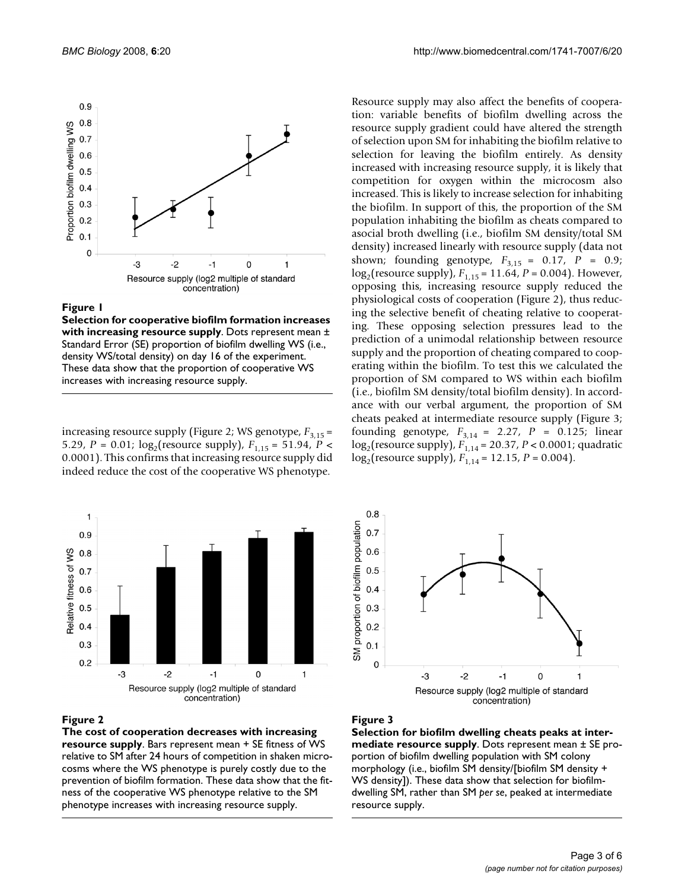**Figure 1**

**Selection for cooperative biofilm formation increases with increasing resource supply**. Dots represent mean ± Standard Error (SE) proportion of biofilm dwelling WS (i.e., density WS/total density) on day 16 of the experiment. These data show that the proportion of cooperative WS increases with increasing resource supply.

increasing resource supply (Figure 2; WS genotype, $F_{3,15}$ = 5.29, $P$ = 0.01; $\log_2$(resource supply), $F_{1,15}$ = 51.94, $P$ < 0.0001). This confirms that increasing resource supply did indeed reduce the cost of the cooperative WS phenotype.

Resource supply may also affect the benefits of cooperation: variable benefits of biofilm dwelling across the resource supply gradient could have altered the strength of selection upon SM for inhabiting the biofilm relative to selection for leaving the biofilm entirely. As density increased with increasing resource supply, it is likely that competition for oxygen within the microcosm also increased. This is likely to increase selection for inhabiting the biofilm. In support of this, the proportion of the SM population inhabiting the biofilm as cheats compared to asocial broth dwelling (i.e., biofilm SM density/total SM density) increased linearly with resource supply (data not shown; founding genotype, $F_{3,15}$ = 0.17, $P$ = 0.9; $\log_2$(resource supply), $F_{1,15}$ = 11.64, $P$ = 0.004). However, opposing this, increasing resource supply reduced the physiological costs of cooperation (Figure 2), thus reducing the selective benefit of cheating relative to cooperating. These opposing selection pressures lead to the prediction of a unimodal relationship between resource supply and the proportion of cheating compared to cooperating within the biofilm. To test this we calculated the proportion of SM compared to WS within each biofilm (i.e., biofilm SM density/total biofilm density). In accordance with our verbal argument, the proportion of SM cheats peaked at intermediate resource supply (Figure 3; founding genotype, $F_{3,14}$ = 2.27, $P$ = 0.125; linear $\log_2$(resource supply), $F_{1,14}$ = 20.37, $P$ < 0.0001; quadratic $\log_2$(resource supply), $F_{1,14}$ = 12.15, $P$ = 0.004).

**Figure 2**

**The cost of cooperation decreases with increasing resource supply**. Bars represent mean + SE fitness of WS relative to SM after 24 hours of competition in shaken microcosms where the WS phenotype is purely costly due to the prevention of biofilm formation. These data show that the fitness of the cooperative WS phenotype relative to the SM phenotype increases with increasing resource supply.

**Figure 3**

**Selection for biofilm dwelling cheats peaks at intermediate resource supply**. Dots represent mean ± SE proportion of biofilm dwelling population with SM colony morphology (i.e., biofilm SM density/[biofilm SM density + WS density]). These data show that selection for biofilm-dwelling SM, rather than SM *per se*, peaked at intermediate resource supply.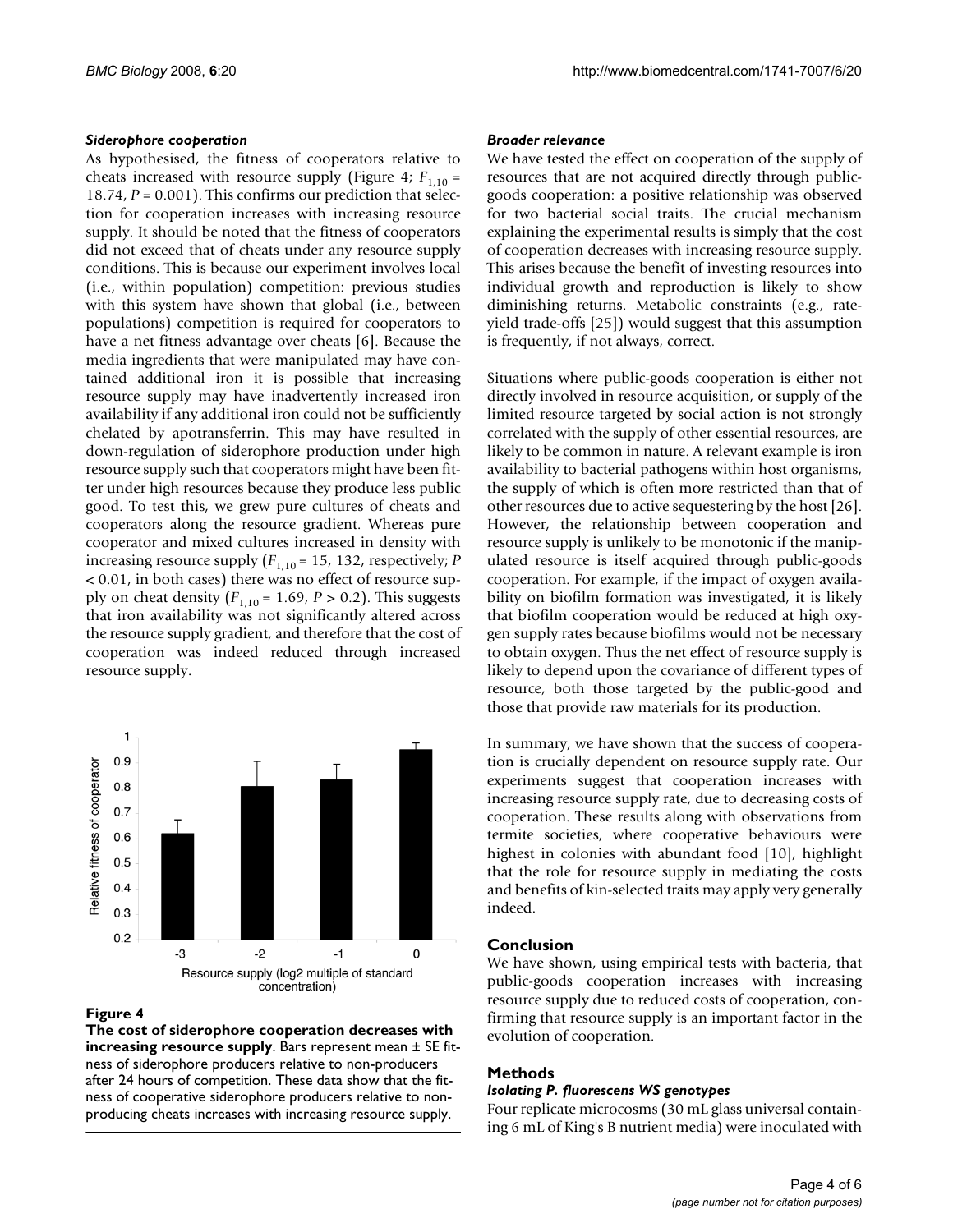### *Siderophore cooperation*

As hypothesised, the fitness of cooperators relative to cheats increased with resource supply (Figure 4; $F_{1,10}$ = 18.74, $P$ = 0.001). This confirms our prediction that selection for cooperation increases with increasing resource supply. It should be noted that the fitness of cooperators did not exceed that of cheats under any resource supply conditions. This is because our experiment involves local (i.e., within population) competition: previous studies with this system have shown that global (i.e., between populations) competition is required for cooperators to have a net fitness advantage over cheats [6]. Because the media ingredients that were manipulated may have contained additional iron it is possible that increasing resource supply may have inadvertently increased iron availability if any additional iron could not be sufficiently chelated by apotransferrin. This may have resulted in down-regulation of siderophore production under high resource supply such that cooperators might have been fitter under high resources because they produce less public good. To test this, we grew pure cultures of cheats and cooperators along the resource gradient. Whereas pure cooperator and mixed cultures increased in density with increasing resource supply ($F_{1,10}$ = 15, 132, respectively; $P$ < 0.01, in both cases) there was no effect of resource supply on cheat density ($F_{1,10}$ = 1.69, $P$ > 0.2). This suggests that iron availability was not significantly altered across the resource supply gradient, and therefore that the cost of cooperation was indeed reduced through increased resource supply.

Relative fitness of cooperator

1
0.9
0.8
0.7
0.6
0.5
0.4
0.3
0.2

-3
-2
-1
0

Resource supply (log2 multiple of standard concentration)

**Figure 4**

**The cost of siderophore cooperation decreases with increasing resource supply**. Bars represent mean ± SE fitness of siderophore producers relative to non-producers after 24 hours of competition. These data show that the fitness of cooperative siderophore producers relative to non-producing cheats increases with increasing resource supply.

### *Broader relevance*

We have tested the effect on cooperation of the supply of resources that are not acquired directly through public-goods cooperation: a positive relationship was observed for two bacterial social traits. The crucial mechanism explaining the experimental results is simply that the cost of cooperation decreases with increasing resource supply. This arises because the benefit of investing resources into individual growth and reproduction is likely to show diminishing returns. Metabolic constraints (e.g., rate-yield trade-offs [25]) would suggest that this assumption is frequently, if not always, correct.

Situations where public-goods cooperation is either not directly involved in resource acquisition, or supply of the limited resource targeted by social action is not strongly correlated with the supply of other essential resources, are likely to be common in nature. A relevant example is iron availability to bacterial pathogens within host organisms, the supply of which is often more restricted than that of other resources due to active sequestering by the host [26]. However, the relationship between cooperation and resource supply is unlikely to be monotonic if the manipulated resource is itself acquired through public-goods cooperation. For example, if the impact of oxygen availability on biofilm formation was investigated, it is likely that biofilm cooperation would be reduced at high oxygen supply rates because biofilms would not be necessary to obtain oxygen. Thus the net effect of resource supply is likely to depend upon the covariance of different types of resource, both those targeted by the public-good and those that provide raw materials for its production.

In summary, we have shown that the success of cooperation is crucially dependent on resource supply rate. Our experiments suggest that cooperation increases with increasing resource supply rate, due to decreasing costs of cooperation. These results along with observations from termite societies, where cooperative behaviours were highest in colonies with abundant food [10], highlight that the role for resource supply in mediating the costs and benefits of kin-selected traits may apply very generally indeed.

## Conclusion

We have shown, using empirical tests with bacteria, that public-goods cooperation increases with increasing resource supply due to reduced costs of cooperation, confirming that resource supply is an important factor in the evolution of cooperation.

## Methods

### *Isolating P. fluorescens WS genotypes*

Four replicate microcosms (30 mL glass universal containing 6 mL of King's B nutrient media) were inoculated with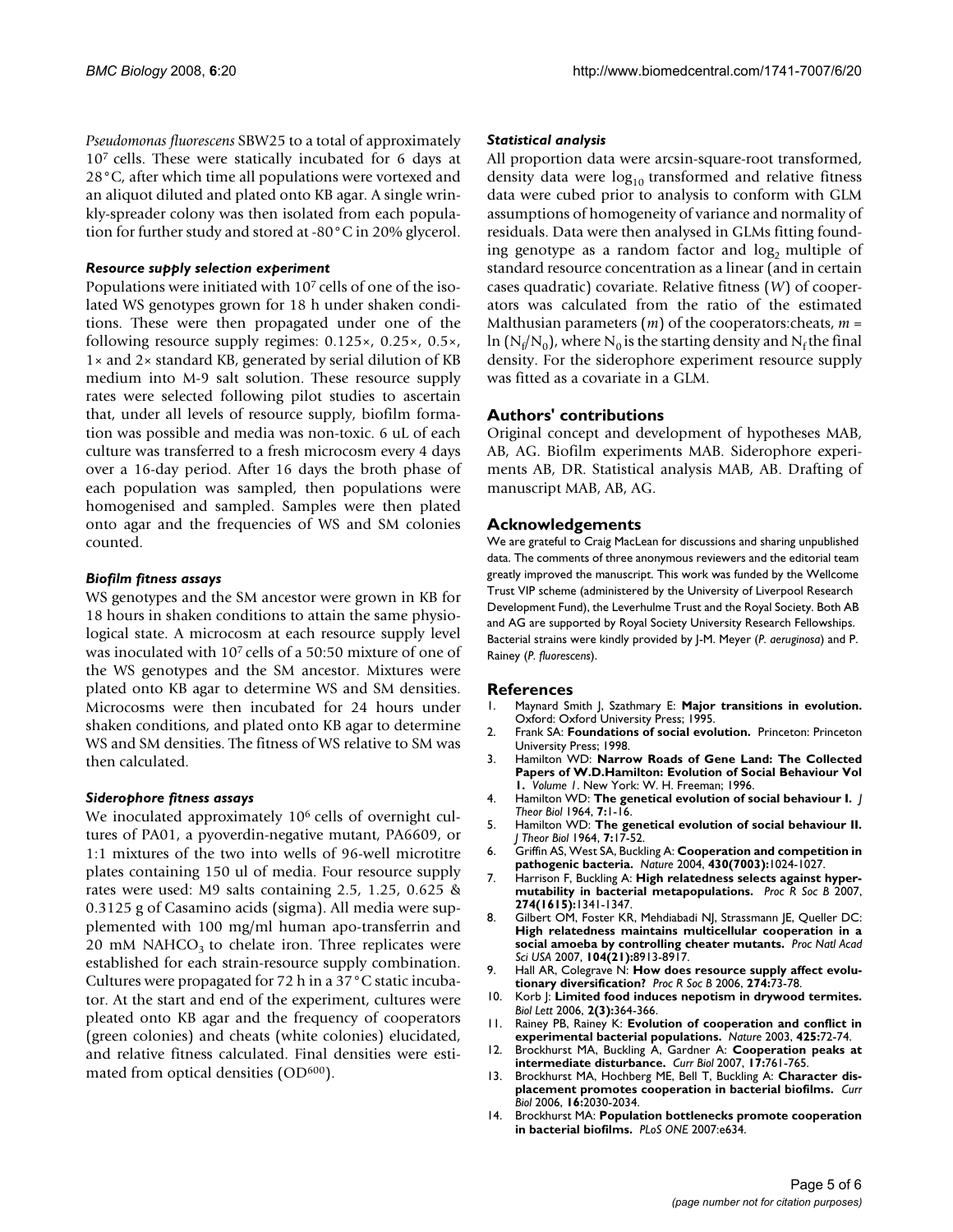*Pseudomonas fluorescens* SBW25 to a total of approximately $10^7$ cells. These were statically incubated for 6 days at 28°C, after which time all populations were vortexed and an aliquot diluted and plated onto KB agar. A single wrinkly-spreader colony was then isolated from each population for further study and stored at -80°C in 20% glycerol.

### *Resource supply selection experiment*

Populations were initiated with $10^7$ cells of one of the isolated WS genotypes grown for 18 h under shaken conditions. These were then propagated under one of the following resource supply regimes: 0.125×, 0.25×, 0.5×, 1× and 2× standard KB, generated by serial dilution of KB medium into M-9 salt solution. These resource supply rates were selected following pilot studies to ascertain that, under all levels of resource supply, biofilm formation was possible and media was non-toxic. 6 uL of each culture was transferred to a fresh microcosm every 4 days over a 16-day period. After 16 days the broth phase of each population was sampled, then populations were homogenised and sampled. Samples were then plated onto agar and the frequencies of WS and SM colonies counted.

### *Biofilm fitness assays*

WS genotypes and the SM ancestor were grown in KB for 18 hours in shaken conditions to attain the same physiological state. A microcosm at each resource supply level was inoculated with $10^7$ cells of a 50:50 mixture of one of the WS genotypes and the SM ancestor. Mixtures were plated onto KB agar to determine WS and SM densities. Microcosms were then incubated for 24 hours under shaken conditions, and plated onto KB agar to determine WS and SM densities. The fitness of WS relative to SM was then calculated.

### *Siderophore fitness assays*

We inoculated approximately $10^6$ cells of overnight cultures of PA01, a pyoverdin-negative mutant, PA6609, or 1:1 mixtures of the two into wells of 96-well microtitre plates containing 150 ul of media. Four resource supply rates were used: M9 salts containing 2.5, 1.25, 0.625 & 0.3125 g of Casamino acids (sigma). All media were supplemented with 100 mg/ml human apo-transferrin and 20 mM $NAHCO_3$ to chelate iron. Three replicates were established for each strain-resource supply combination. Cultures were propagated for 72 h in a 37°C static incubator. At the start and end of the experiment, cultures were pleated onto KB agar and the frequency of cooperators (green colonies) and cheats (white colonies) elucidated, and relative fitness calculated. Final densities were estimated from optical densities ($OD^{600}$).

### *Statistical analysis*

All proportion data were arcsin-square-root transformed, density data were $\log_{10}$ transformed and relative fitness data were cubed prior to analysis to conform with GLM assumptions of homogeneity of variance and normality of residuals. Data were then analysed in GLMs fitting founding genotype as a random factor and $\log_2$ multiple of standard resource concentration as a linear (and in certain cases quadratic) covariate. Relative fitness ($W$) of cooperators was calculated from the ratio of the estimated Malthusian parameters ($m$) of the cooperators:cheats, $m = \ln(N_f/N_0)$, where $N_0$ is the starting density and $N_f$ the final density. For the siderophore experiment resource supply was fitted as a covariate in a GLM.

## Authors' contributions

Original concept and development of hypotheses MAB, AB, AG. Biofilm experiments MAB. Siderophore experiments AB, DR. Statistical analysis MAB, AB. Drafting of manuscript MAB, AB, AG.

## Acknowledgements

We are grateful to Craig MacLean for discussions and sharing unpublished data. The comments of three anonymous reviewers and the editorial team greatly improved the manuscript. This work was funded by the Wellcome Trust VIP scheme (administered by the University of Liverpool Research Development Fund), the Leverhulme Trust and the Royal Society. Both AB and AG are supported by Royal Society University Research Fellowships. Bacterial strains were kindly provided by J-M. Meyer (*P. aeruginosa*) and P. Rainey (*P. fluorescens*).

## References

1. Maynard Smith J, Szathmary E: **Major transitions in evolution.** Oxford: Oxford University Press; 1995.
2. Frank SA: **Foundations of social evolution.** Princeton: Princeton University Press; 1998.
3. Hamilton WD: **Narrow Roads of Gene Land: The Collected Papers of W.D.Hamilton: Evolution of Social Behaviour Vol 1.** *Volume 1*. New York: W. H. Freeman; 1996.
4. Hamilton WD: **The genetical evolution of social behaviour I.** *J Theor Biol* 1964, **7:**1-16.
5. Hamilton WD: **The genetical evolution of social behaviour II.** *J Theor Biol* 1964, **7:**17-52.
6. Griffin AS, West SA, Buckling A: **Cooperation and competition in pathogenic bacteria.** *Nature* 2004, **430(7003):**1024-1027.
7. Harrison F, Buckling A: **High relatedness selects against hypermutability in bacterial metapopulations.** *Proc R Soc B* 2007, **274(1615):**1341-1347.
8. Gilbert OM, Foster KR, Mehdiabadi NJ, Strassmann JE, Queller DC: **High relatedness maintains multicellular cooperation in a social amoeba by controlling cheater mutants.** *Proc Natl Acad Sci USA* 2007, **104(21):**8913-8917.
9. Hall AR, Colegrave N: **How does resource supply affect evolutionary diversification?** *Proc R Soc B* 2006, **274:**73-78.
10. Korb J: **Limited food induces nepotism in drywood termites.** *Biol Lett* 2006, **2(3):**364-366.
11. Rainey PB, Rainey K: **Evolution of cooperation and conflict in experimental bacterial populations.** *Nature* 2003, **425:**72-74.
12. Brockhurst MA, Buckling A, Gardner A: **Cooperation peaks at intermediate disturbance.** *Curr Biol* 2007, **17:**761-765.
13. Brockhurst MA, Hochberg ME, Bell T, Buckling A: **Character displacement promotes cooperation in bacterial biofilms.** *Curr Biol* 2006, **16:**2030-2034.
14. Brockhurst MA: **Population bottlenecks promote cooperation in bacterial biofilms.** *PLoS ONE* 2007:e634.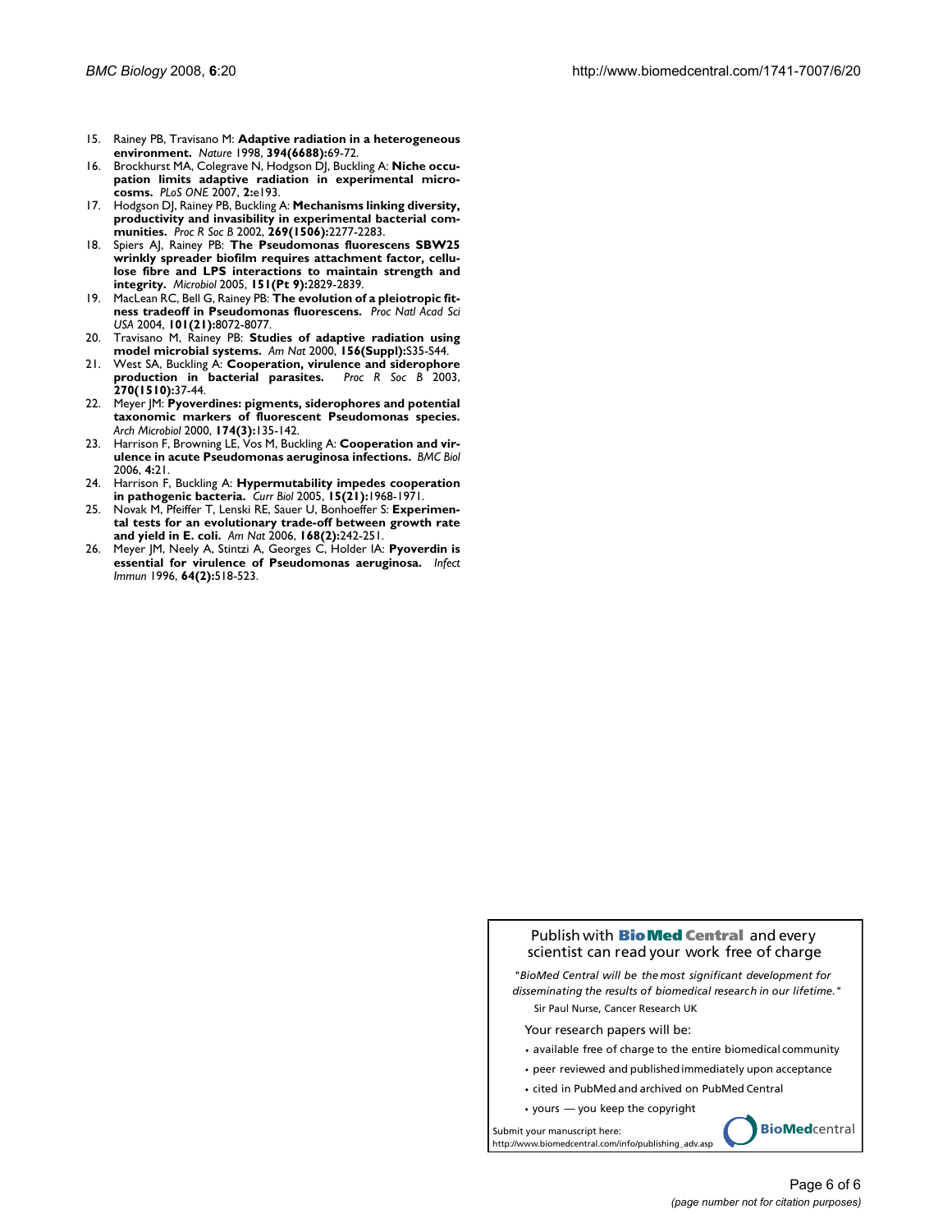15. Rainey PB, Travisano M: **Adaptive radiation in a heterogeneous environment.** *Nature* 1998, **394(6688):**69-72.
16. Brockhurst MA, Colegrave N, Hodgson DJ, Buckling A: **Niche occupation limits adaptive radiation in experimental microcosms.** *PLoS ONE* 2007, **2:**e193.
17. Hodgson DJ, Rainey PB, Buckling A: **Mechanisms linking diversity, productivity and invasibility in experimental bacterial communities.** *Proc R Soc B* 2002, **269(1506):**2277-2283.
18. Spiers AJ, Rainey PB: **The Pseudomonas fluorescens SBW25 wrinkly spreader biofilm requires attachment factor, cellulose fibre and LPS interactions to maintain strength and integrity.** *Microbiol* 2005, **151(Pt 9):**2829-2839.
19. MacLean RC, Bell G, Rainey PB: **The evolution of a pleiotropic fitness tradeoff in Pseudomonas fluorescens.** *Proc Natl Acad Sci USA* 2004, **101(21):**8072-8077.
20. Travisano M, Rainey PB: **Studies of adaptive radiation using model microbial systems.** *Am Nat* 2000, **156(Suppl):**S35-S44.
21. West SA, Buckling A: **Cooperation, virulence and siderophore production in bacterial parasites.** *Proc R Soc B* 2003, **270(1510):**37-44.
22. Meyer JM: **Pyoverdines: pigments, siderophores and potential taxonomic markers of fluorescent Pseudomonas species.** *Arch Microbiol* 2000, **174(3):**135-142.
23. Harrison F, Browning LE, Vos M, Buckling A: **Cooperation and virulence in acute Pseudomonas aeruginosa infections.** *BMC Biol* 2006, **4:**21.
24. Harrison F, Buckling A: **Hypermutability impedes cooperation in pathogenic bacteria.** *Curr Biol* 2005, **15(21):**1968-1971.
25. Novak M, Pfeiffer T, Lenski RE, Sauer U, Bonhoeffer S: **Experimental tests for an evolutionary trade-off between growth rate and yield in E. coli.** *Am Nat* 2006, **168(2):**242-251.
26. Meyer JM, Neely A, Stintzi A, Georges C, Holder IA: **Pyoverdin is essential for virulence of Pseudomonas aeruginosa.** *Infect Immun* 1996, **64(2):**518-523.